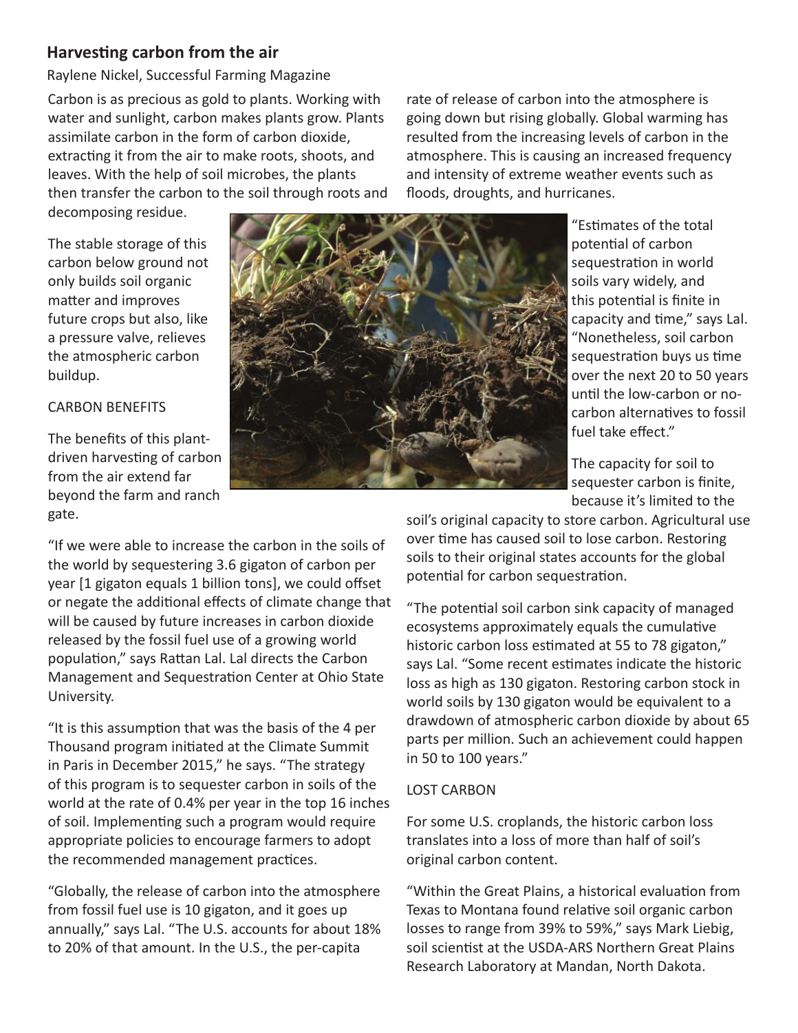## Harvesting carbon from the air

Raylene Nickel, Successful Farming Magazine

Carbon is as precious as gold to plants. Working with water and sunlight, carbon makes plants grow. Plants assimilate carbon in the form of carbon dioxide, extracting it from the air to make roots, shoots, and leaves. With the help of soil microbes, the plants then transfer the carbon to the soil through roots and decomposing residue.

The stable storage of this carbon below ground not only builds soil organic matter and improves future crops but also, like a pressure valve, relieves the atmospheric carbon buildup.

CARBON BENEFITS

The benefits of this plant-driven harvesting of carbon from the air extend far beyond the farm and ranch gate.

"If we were able to increase the carbon in the soils of the world by sequestering 3.6 gigaton of carbon per year [1 gigaton equals 1 billion tons], we could offset or negate the additional effects of climate change that will be caused by future increases in carbon dioxide released by the fossil fuel use of a growing world population," says Rattan Lal. Lal directs the Carbon Management and Sequestration Center at Ohio State University.

"It is this assumption that was the basis of the 4 per Thousand program initiated at the Climate Summit in Paris in December 2015," he says. "The strategy of this program is to sequester carbon in soils of the world at the rate of 0.4% per year in the top 16 inches of soil. Implementing such a program would require appropriate policies to encourage farmers to adopt the recommended management practices.

"Globally, the release of carbon into the atmosphere from fossil fuel use is 10 gigaton, and it goes up annually," says Lal. "The U.S. accounts for about 18% to 20% of that amount. In the U.S., the per-capita rate of release of carbon into the atmosphere is going down but rising globally. Global warming has resulted from the increasing levels of carbon in the atmosphere. This is causing an increased frequency and intensity of extreme weather events such as floods, droughts, and hurricanes.

"Estimates of the total potential of carbon sequestration in world soils vary widely, and this potential is finite in capacity and time," says Lal. "Nonetheless, soil carbon sequestration buys us time over the next 20 to 50 years until the low-carbon or no-carbon alternatives to fossil fuel take effect."

The capacity for soil to sequester carbon is finite, because it's limited to the soil's original capacity to store carbon. Agricultural use over time has caused soil to lose carbon. Restoring soils to their original states accounts for the global potential for carbon sequestration.

"The potential soil carbon sink capacity of managed ecosystems approximately equals the cumulative historic carbon loss estimated at 55 to 78 gigaton," says Lal. "Some recent estimates indicate the historic loss as high as 130 gigaton. Restoring carbon stock in world soils by 130 gigaton would be equivalent to a drawdown of atmospheric carbon dioxide by about 65 parts per million. Such an achievement could happen in 50 to 100 years."

LOST CARBON

For some U.S. croplands, the historic carbon loss translates into a loss of more than half of soil's original carbon content.

"Within the Great Plains, a historical evaluation from Texas to Montana found relative soil organic carbon losses to range from 39% to 59%," says Mark Liebig, soil scientist at the USDA-ARS Northern Great Plains Research Laboratory at Mandan, North Dakota.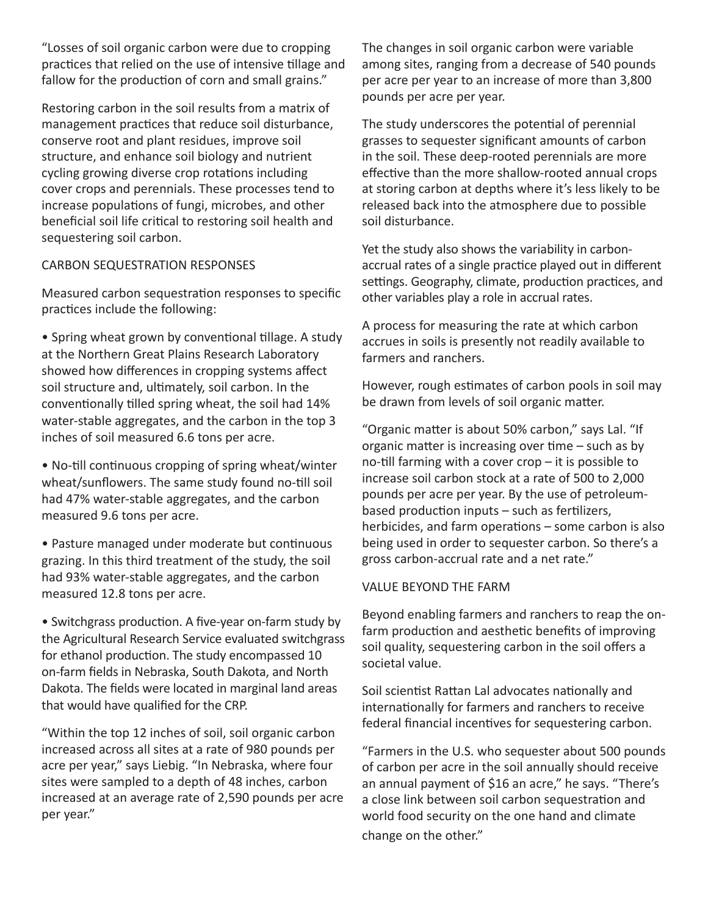"Losses of soil organic carbon were due to cropping practices that relied on the use of intensive tillage and fallow for the production of corn and small grains."

Restoring carbon in the soil results from a matrix of management practices that reduce soil disturbance, conserve root and plant residues, improve soil structure, and enhance soil biology and nutrient cycling growing diverse crop rotations including cover crops and perennials. These processes tend to increase populations of fungi, microbes, and other beneficial soil life critical to restoring soil health and sequestering soil carbon.

## CARBON SEQUESTRATION RESPONSES

Measured carbon sequestration responses to specific practices include the following:

- Spring wheat grown by conventional tillage. A study at the Northern Great Plains Research Laboratory showed how differences in cropping systems affect soil structure and, ultimately, soil carbon. In the conventionally tilled spring wheat, the soil had 14% water-stable aggregates, and the carbon in the top 3 inches of soil measured 6.6 tons per acre.
- No-till continuous cropping of spring wheat/winter wheat/sunflowers. The same study found no-till soil had 47% water-stable aggregates, and the carbon measured 9.6 tons per acre.
- Pasture managed under moderate but continuous grazing. In this third treatment of the study, the soil had 93% water-stable aggregates, and the carbon measured 12.8 tons per acre.
- Switchgrass production. A five-year on-farm study by the Agricultural Research Service evaluated switchgrass for ethanol production. The study encompassed 10 on-farm fields in Nebraska, South Dakota, and North Dakota. The fields were located in marginal land areas that would have qualified for the CRP.

"Within the top 12 inches of soil, soil organic carbon increased across all sites at a rate of 980 pounds per acre per year," says Liebig. "In Nebraska, where four sites were sampled to a depth of 48 inches, carbon increased at an average rate of 2,590 pounds per acre per year."

The changes in soil organic carbon were variable among sites, ranging from a decrease of 540 pounds per acre per year to an increase of more than 3,800 pounds per acre per year.

The study underscores the potential of perennial grasses to sequester significant amounts of carbon in the soil. These deep-rooted perennials are more effective than the more shallow-rooted annual crops at storing carbon at depths where it's less likely to be released back into the atmosphere due to possible soil disturbance.

Yet the study also shows the variability in carbon-accrual rates of a single practice played out in different settings. Geography, climate, production practices, and other variables play a role in accrual rates.

A process for measuring the rate at which carbon accrues in soils is presently not readily available to farmers and ranchers.

However, rough estimates of carbon pools in soil may be drawn from levels of soil organic matter.

"Organic matter is about 50% carbon," says Lal. "If organic matter is increasing over time – such as by no-till farming with a cover crop – it is possible to increase soil carbon stock at a rate of 500 to 2,000 pounds per acre per year. By the use of petroleum-based production inputs – such as fertilizers, herbicides, and farm operations – some carbon is also being used in order to sequester carbon. So there's a gross carbon-accrual rate and a net rate."

## VALUE BEYOND THE FARM

Beyond enabling farmers and ranchers to reap the on-farm production and aesthetic benefits of improving soil quality, sequestering carbon in the soil offers a societal value.

Soil scientist Rattan Lal advocates nationally and internationally for farmers and ranchers to receive federal financial incentives for sequestering carbon.

"Farmers in the U.S. who sequester about 500 pounds of carbon per acre in the soil annually should receive an annual payment of $16 an acre," he says. "There's a close link between soil carbon sequestration and world food security on the one hand and climate change on the other."